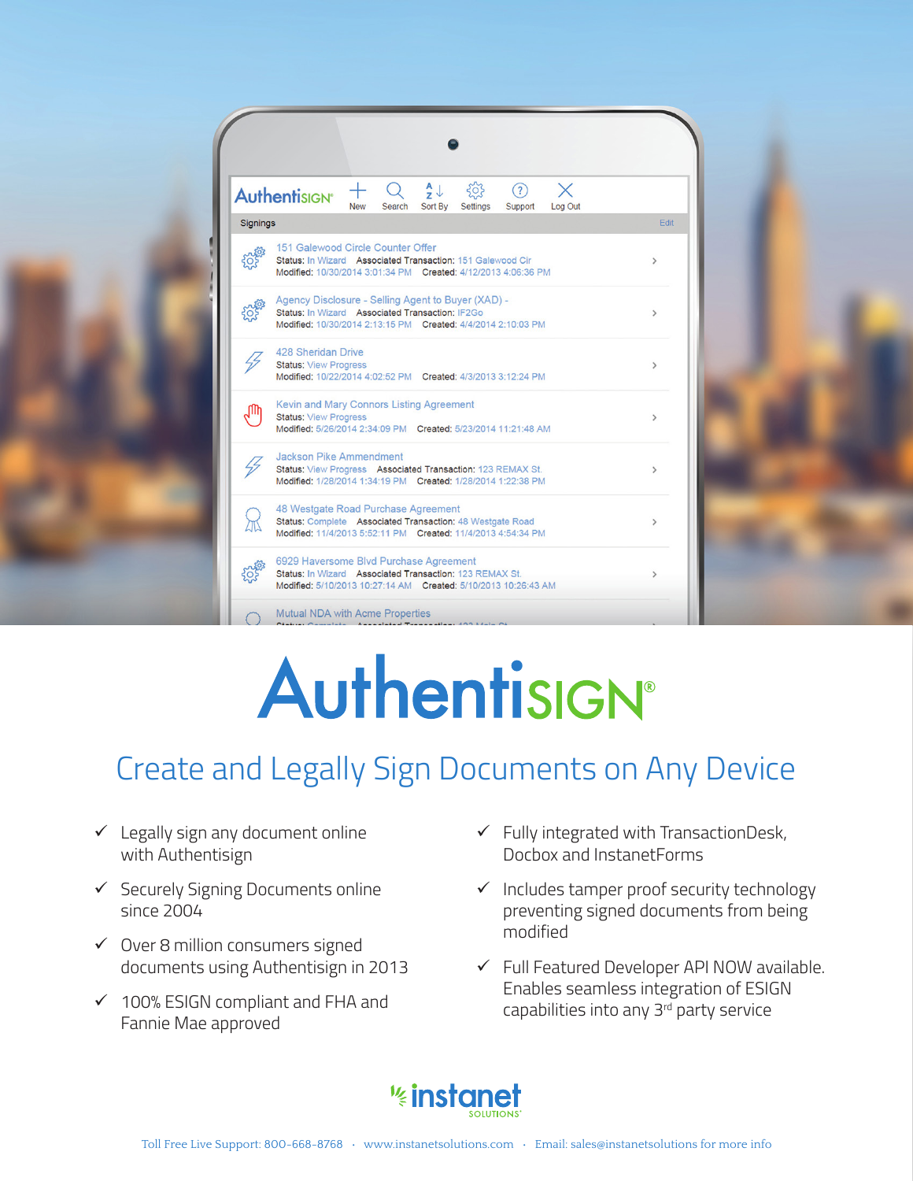# AuthentiSIGN®

## Create and Legally Sign Documents on Any Device

- ✓ Legally sign any document online with Authentisign
- ✓ Securely Signing Documents online since 2004
- ✓ Over 8 million consumers signed documents using Authentisign in 2013
- ✓ 100% ESIGN compliant and FHA and Fannie Mae approved
- ✓ Fully integrated with TransactionDesk, Docbox and InstanetForms
- ✓ Includes tamper proof security technology preventing signed documents from being modified
- ✓ Full Featured Developer API NOW available. Enables seamless integration of ESIGN capabilities into any 3rd party service

instanet SOLUTIONS

Toll Free Live Support: 800-668-8768 · www.instanetsolutions.com · Email: sales@instanetsolutions for more info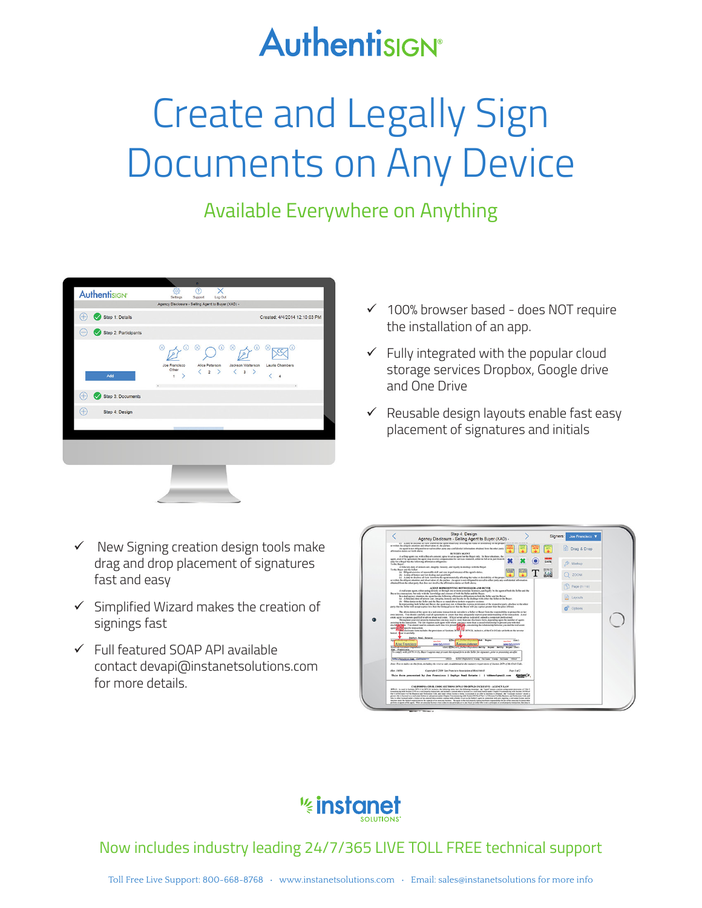# AuthentiSIGN®

# Create and Legally Sign Documents on Any Device

## Available Everywhere on Anything

- ✓ 100% browser based - does NOT require the installation of an app.
- ✓ Fully integrated with the popular cloud storage services Dropbox, Google drive and One Drive
- ✓ Reusable design layouts enable fast easy placement of signatures and initials

- ✓ New Signing creation design tools make drag and drop placement of signatures fast and easy
- ✓ Simplified Wizard makes the creation of signings fast
- ✓ Full featured SOAP API available contact devapi@instanetsolutions.com for more details.

instanet SOLUTIONS

Now includes industry leading 24/7/365 LIVE TOLL FREE technical support

Toll Free Live Support: 800-668-8768 · www.instanetsolutions.com · Email: sales@instanetsolutions for more info